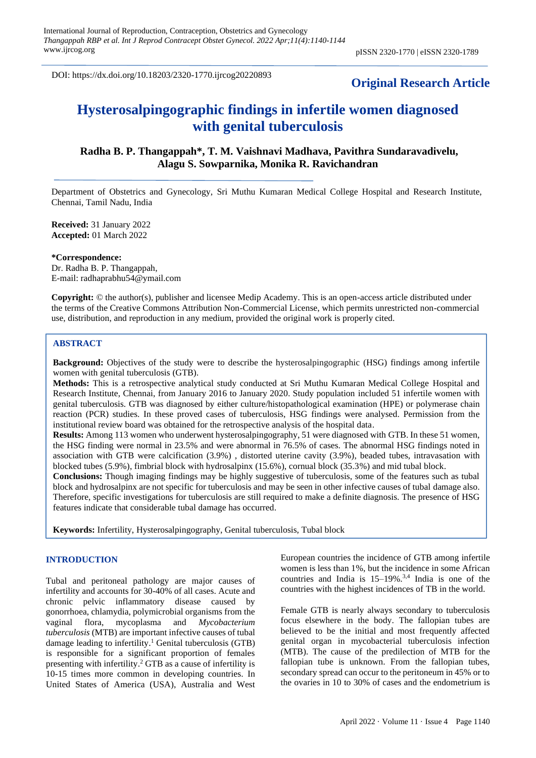DOI: https://dx.doi.org/10.18203/2320-1770.ijrcog20220893

**Original Research Article**

# Hysterosalpingographic findings in infertile women diagnosed with genital tuberculosis

**Radha B. P. Thangappah\*, T. M. Vaishnavi Madhava, Pavithra Sundaravadivelu, Alagu S. Sowparnika, Monika R. Ravichandran**

Department of Obstetrics and Gynecology, Sri Muthu Kumaran Medical College Hospital and Research Institute, Chennai, Tamil Nadu, India

**Received:** 31 January 2022
**Accepted:** 01 March 2022

**\*Correspondence:**
Dr. Radha B. P. Thangappah,
E-mail: radhaprabhu54@ymail.com

**Copyright:** © the author(s), publisher and licensee Medip Academy. This is an open-access article distributed under the terms of the Creative Commons Attribution Non-Commercial License, which permits unrestricted non-commercial use, distribution, and reproduction in any medium, provided the original work is properly cited.

## ABSTRACT

**Background:** Objectives of the study were to describe the hysterosalpingographic (HSG) findings among infertile women with genital tuberculosis (GTB).

**Methods:** This is a retrospective analytical study conducted at Sri Muthu Kumaran Medical College Hospital and Research Institute, Chennai, from January 2016 to January 2020. Study population included 51 infertile women with genital tuberculosis. GTB was diagnosed by either culture/histopathological examination (HPE) or polymerase chain reaction (PCR) studies. In these proved cases of tuberculosis, HSG findings were analysed. Permission from the institutional review board was obtained for the retrospective analysis of the hospital data.

**Results:** Among 113 women who underwent hysterosalpingography, 51 were diagnosed with GTB. In these 51 women, the HSG finding were normal in 23.5% and were abnormal in 76.5% of cases. The abnormal HSG findings noted in association with GTB were calcification (3.9%) , distorted uterine cavity (3.9%), beaded tubes, intravasation with blocked tubes (5.9%), fimbrial block with hydrosalpinx (15.6%), cornual block (35.3%) and mid tubal block.

**Conclusions:** Though imaging findings may be highly suggestive of tuberculosis, some of the features such as tubal block and hydrosalpinx are not specific for tuberculosis and may be seen in other infective causes of tubal damage also. Therefore, specific investigations for tuberculosis are still required to make a definite diagnosis. The presence of HSG features indicate that considerable tubal damage has occurred.

**Keywords:** Infertility, Hysterosalpingography, Genital tuberculosis, Tubal block

## INTRODUCTION

Tubal and peritoneal pathology are major causes of infertility and accounts for 30-40% of all cases. Acute and chronic pelvic inflammatory disease caused by gonorrhoea, chlamydia, polymicrobial organisms from the vaginal flora, mycoplasma and *Mycobacterium tuberculosis* (MTB) are important infective causes of tubal damage leading to infertility.[1] Genital tuberculosis (GTB) is responsible for a significant proportion of females presenting with infertility.[2] GTB as a cause of infertility is 10-15 times more common in developing countries. In United States of America (USA), Australia and West European countries the incidence of GTB among infertile women is less than 1%, but the incidence in some African countries and India is 15–19%.[3,4] India is one of the countries with the highest incidences of TB in the world.

Female GTB is nearly always secondary to tuberculosis focus elsewhere in the body. The fallopian tubes are believed to be the initial and most frequently affected genital organ in mycobacterial tuberculosis infection (MTB). The cause of the predilection of MTB for the fallopian tube is unknown. From the fallopian tubes, secondary spread can occur to the peritoneum in 45% or to the ovaries in 10 to 30% of cases and the endometrium is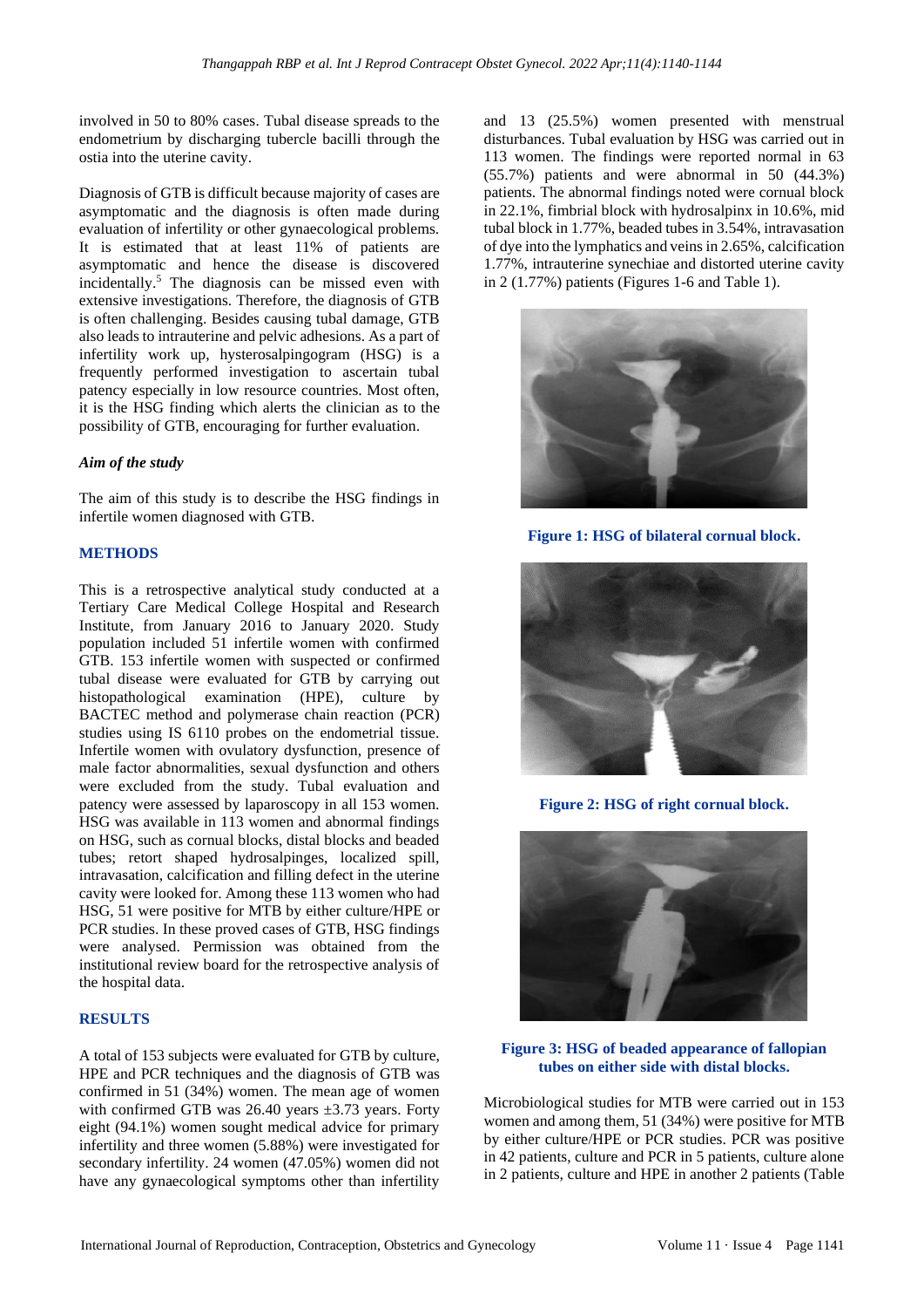involved in 50 to 80% cases. Tubal disease spreads to the endometrium by discharging tubercle bacilli through the ostia into the uterine cavity.

Diagnosis of GTB is difficult because majority of cases are asymptomatic and the diagnosis is often made during evaluation of infertility or other gynaecological problems. It is estimated that at least 11% of patients are asymptomatic and hence the disease is discovered incidentally.[5] The diagnosis can be missed even with extensive investigations. Therefore, the diagnosis of GTB is often challenging. Besides causing tubal damage, GTB also leads to intrauterine and pelvic adhesions. As a part of infertility work up, hysterosalpingogram (HSG) is a frequently performed investigation to ascertain tubal patency especially in low resource countries. Most often, it is the HSG finding which alerts the clinician as to the possibility of GTB, encouraging for further evaluation.

### *Aim of the study*

The aim of this study is to describe the HSG findings in infertile women diagnosed with GTB.

## METHODS

This is a retrospective analytical study conducted at a Tertiary Care Medical College Hospital and Research Institute, from January 2016 to January 2020. Study population included 51 infertile women with confirmed GTB. 153 infertile women with suspected or confirmed tubal disease were evaluated for GTB by carrying out histopathological examination (HPE), culture by BACTEC method and polymerase chain reaction (PCR) studies using IS 6110 probes on the endometrial tissue. Infertile women with ovulatory dysfunction, presence of male factor abnormalities, sexual dysfunction and others were excluded from the study. Tubal evaluation and patency were assessed by laparoscopy in all 153 women. HSG was available in 113 women and abnormal findings on HSG, such as cornual blocks, distal blocks and beaded tubes; retort shaped hydrosalpinges, localized spill, intravasation, calcification and filling defect in the uterine cavity were looked for. Among these 113 women who had HSG, 51 were positive for MTB by either culture/HPE or PCR studies. In these proved cases of GTB, HSG findings were analysed. Permission was obtained from the institutional review board for the retrospective analysis of the hospital data.

## RESULTS

A total of 153 subjects were evaluated for GTB by culture, HPE and PCR techniques and the diagnosis of GTB was confirmed in 51 (34%) women. The mean age of women with confirmed GTB was 26.40 years ±3.73 years. Forty eight (94.1%) women sought medical advice for primary infertility and three women (5.88%) were investigated for secondary infertility. 24 women (47.05%) women did not have any gynaecological symptoms other than infertility and 13 (25.5%) women presented with menstrual disturbances. Tubal evaluation by HSG was carried out in 113 women. The findings were reported normal in 63 (55.7%) patients and were abnormal in 50 (44.3%) patients. The abnormal findings noted were cornual block in 22.1%, fimbrial block with hydrosalpinx in 10.6%, mid tubal block in 1.77%, beaded tubes in 3.54%, intravasation of dye into the lymphatics and veins in 2.65%, calcification 1.77%, intrauterine synechiae and distorted uterine cavity in 2 (1.77%) patients (Figures 1-6 and Table 1).

**Figure 1: HSG of bilateral cornual block.**

**Figure 2: HSG of right cornual block.**

**Figure 3: HSG of beaded appearance of fallopian tubes on either side with distal blocks.**

Microbiological studies for MTB were carried out in 153 women and among them, 51 (34%) were positive for MTB by either culture/HPE or PCR studies. PCR was positive in 42 patients, culture and PCR in 5 patients, culture alone in 2 patients, culture and HPE in another 2 patients (Table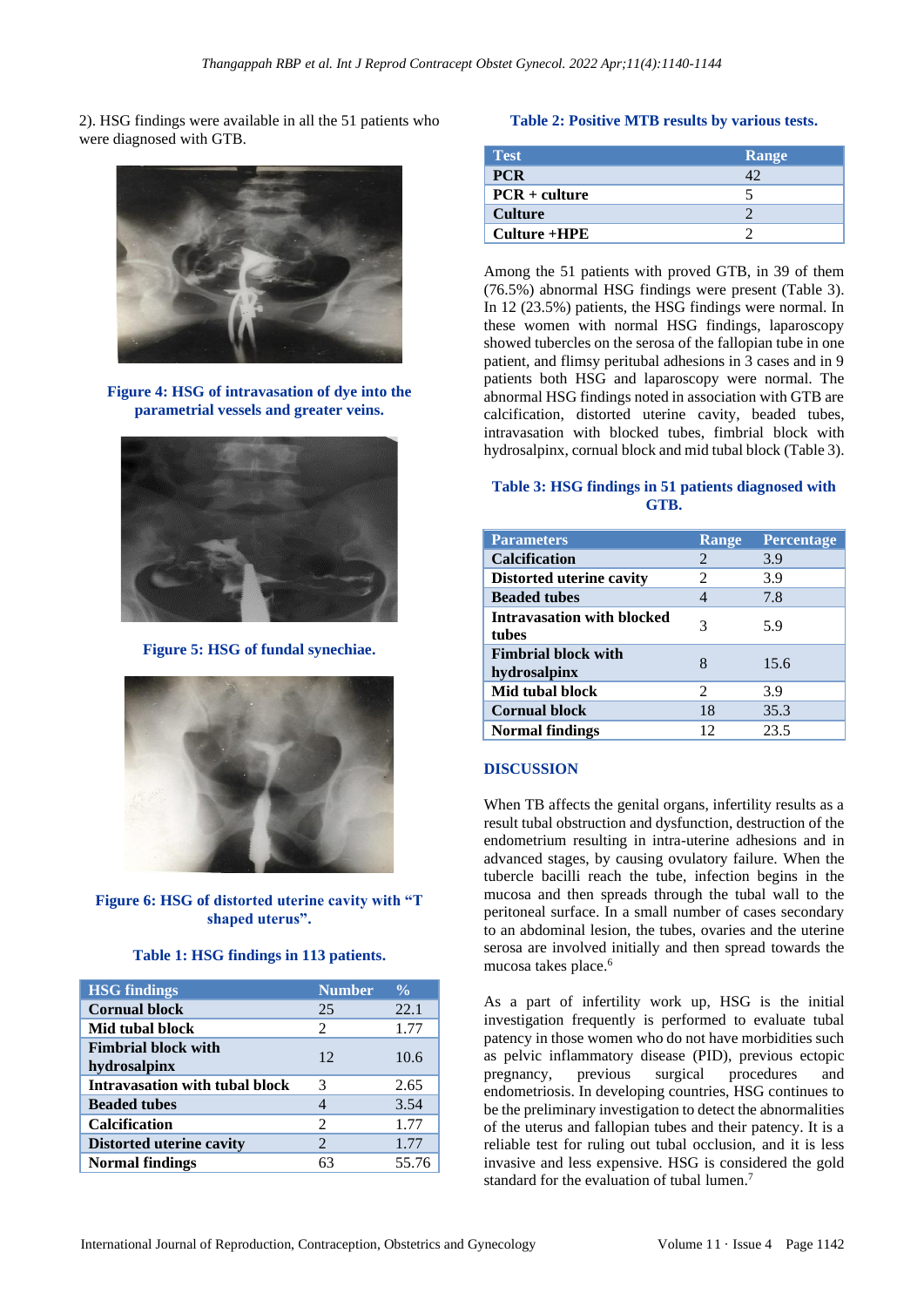2). HSG findings were available in all the 51 patients who were diagnosed with GTB.

**Figure 4: HSG of intravasation of dye into the parametrial vessels and greater veins.**

**Figure 5: HSG of fundal synechiae.**

**Figure 6: HSG of distorted uterine cavity with "T shaped uterus".**

**Table 1: HSG findings in 113 patients.**

| HSG findings | Number | % |
|---|---|---|
| Cornual block | 25 | 22.1 |
| Mid tubal block | 2 | 1.77 |
| Fimbrial block with hydrosalpinx | 12 | 10.6 |
| Intravasation with tubal block | 3 | 2.65 |
| Beaded tubes | 4 | 3.54 |
| Calcification | 2 | 1.77 |
| Distorted uterine cavity | 2 | 1.77 |
| Normal findings | 63 | 55.76 |

**Table 2: Positive MTB results by various tests.**

| Test | Range |
|---|---|
| PCR | 42 |
| PCR + culture | 5 |
| Culture | 2 |
| Culture +HPE | 2 |

Among the 51 patients with proved GTB, in 39 of them (76.5%) abnormal HSG findings were present (Table 3). In 12 (23.5%) patients, the HSG findings were normal. In these women with normal HSG findings, laparoscopy showed tubercles on the serosa of the fallopian tube in one patient, and flimsy peritubal adhesions in 3 cases and in 9 patients both HSG and laparoscopy were normal. The abnormal HSG findings noted in association with GTB are calcification, distorted uterine cavity, beaded tubes, intravasation with blocked tubes, fimbrial block with hydrosalpinx, cornual block and mid tubal block (Table 3).

**Table 3: HSG findings in 51 patients diagnosed with GTB.**

| Parameters | Range | Percentage |
|---|---|---|
| Calcification | 2 | 3.9 |
| Distorted uterine cavity | 2 | 3.9 |
| Beaded tubes | 4 | 7.8 |
| Intravasation with blocked tubes | 3 | 5.9 |
| Fimbrial block with hydrosalpinx | 8 | 15.6 |
| Mid tubal block | 2 | 3.9 |
| Cornual block | 18 | 35.3 |
| Normal findings | 12 | 23.5 |

## DISCUSSION

When TB affects the genital organs, infertility results as a result tubal obstruction and dysfunction, destruction of the endometrium resulting in intra-uterine adhesions and in advanced stages, by causing ovulatory failure. When the tubercle bacilli reach the tube, infection begins in the mucosa and then spreads through the tubal wall to the peritoneal surface. In a small number of cases secondary to an abdominal lesion, the tubes, ovaries and the uterine serosa are involved initially and then spread towards the mucosa takes place.[6]

As a part of infertility work up, HSG is the initial investigation frequently is performed to evaluate tubal patency in those women who do not have morbidities such as pelvic inflammatory disease (PID), previous ectopic pregnancy, previous surgical procedures and endometriosis. In developing countries, HSG continues to be the preliminary investigation to detect the abnormalities of the uterus and fallopian tubes and their patency. It is a reliable test for ruling out tubal occlusion, and it is less invasive and less expensive. HSG is considered the gold standard for the evaluation of tubal lumen.[7]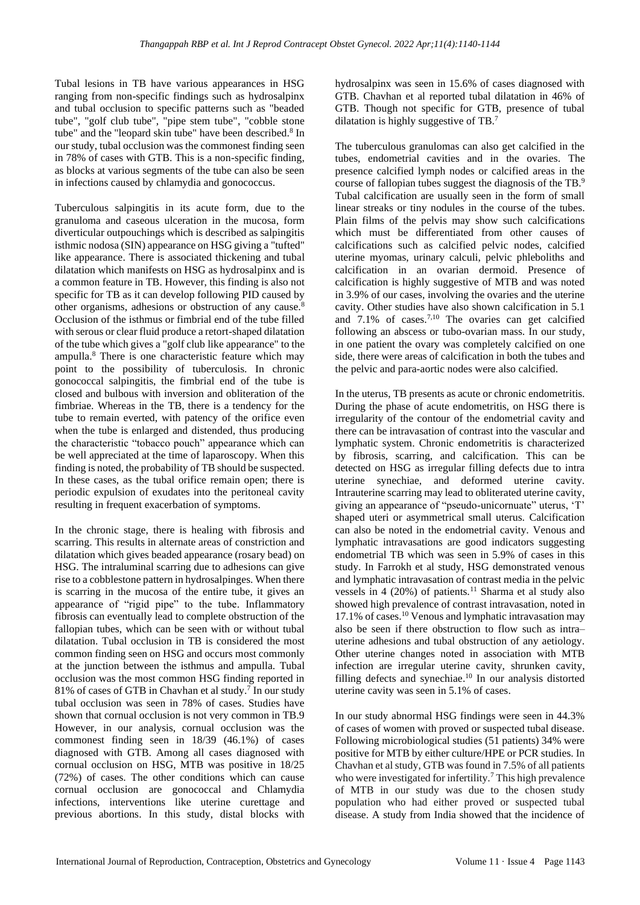Tubal lesions in TB have various appearances in HSG ranging from non-specific findings such as hydrosalpinx and tubal occlusion to specific patterns such as "beaded tube", "golf club tube", "pipe stem tube", "cobble stone tube" and the "leopard skin tube" have been described.[8] In our study, tubal occlusion was the commonest finding seen in 78% of cases with GTB. This is a non-specific finding, as blocks at various segments of the tube can also be seen in infections caused by chlamydia and gonococcus.

Tuberculous salpingitis in its acute form, due to the granuloma and caseous ulceration in the mucosa, form diverticular outpouchings which is described as salpingitis isthmic nodosa (SIN) appearance on HSG giving a "tufted" like appearance. There is associated thickening and tubal dilatation which manifests on HSG as hydrosalpinx and is a common feature in TB. However, this finding is also not specific for TB as it can develop following PID caused by other organisms, adhesions or obstruction of any cause.[8] Occlusion of the isthmus or fimbrial end of the tube filled with serous or clear fluid produce a retort-shaped dilatation of the tube which gives a "golf club like appearance" to the ampulla.[8] There is one characteristic feature which may point to the possibility of tuberculosis. In chronic gonococcal salpingitis, the fimbrial end of the tube is closed and bulbous with inversion and obliteration of the fimbriae. Whereas in the TB, there is a tendency for the tube to remain everted, with patency of the orifice even when the tube is enlarged and distended, thus producing the characteristic "tobacco pouch" appearance which can be well appreciated at the time of laparoscopy. When this finding is noted, the probability of TB should be suspected. In these cases, as the tubal orifice remain open; there is periodic expulsion of exudates into the peritoneal cavity resulting in frequent exacerbation of symptoms.

In the chronic stage, there is healing with fibrosis and scarring. This results in alternate areas of constriction and dilatation which gives beaded appearance (rosary bead) on HSG. The intraluminal scarring due to adhesions can give rise to a cobblestone pattern in hydrosalpinges. When there is scarring in the mucosa of the entire tube, it gives an appearance of "rigid pipe" to the tube. Inflammatory fibrosis can eventually lead to complete obstruction of the fallopian tubes, which can be seen with or without tubal dilatation. Tubal occlusion in TB is considered the most common finding seen on HSG and occurs most commonly at the junction between the isthmus and ampulla. Tubal occlusion was the most common HSG finding reported in 81% of cases of GTB in Chavhan et al study.[7] In our study tubal occlusion was seen in 78% of cases. Studies have shown that cornual occlusion is not very common in TB.[9] However, in our analysis, cornual occlusion was the commonest finding seen in 18/39 (46.1%) of cases diagnosed with GTB. Among all cases diagnosed with cornual occlusion on HSG, MTB was positive in 18/25 (72%) of cases. The other conditions which can cause cornual occlusion are gonococcal and Chlamydia infections, interventions like uterine curettage and previous abortions. In this study, distal blocks with hydrosalpinx was seen in 15.6% of cases diagnosed with GTB. Chavhan et al reported tubal dilatation in 46% of GTB. Though not specific for GTB, presence of tubal dilatation is highly suggestive of TB.[7]

The tuberculous granulomas can also get calcified in the tubes, endometrial cavities and in the ovaries. The presence calcified lymph nodes or calcified areas in the course of fallopian tubes suggest the diagnosis of the TB.[9] Tubal calcification are usually seen in the form of small linear streaks or tiny nodules in the course of the tubes. Plain films of the pelvis may show such calcifications which must be differentiated from other causes of calcifications such as calcified pelvic nodes, calcified uterine myomas, urinary calculi, pelvic phleboliths and calcification in an ovarian dermoid. Presence of calcification is highly suggestive of MTB and was noted in 3.9% of our cases, involving the ovaries and the uterine cavity. Other studies have also shown calcification in 5.1 and 7.1% of cases.[7,10] The ovaries can get calcified following an abscess or tubo-ovarian mass. In our study, in one patient the ovary was completely calcified on one side, there were areas of calcification in both the tubes and the pelvic and para-aortic nodes were also calcified.

In the uterus, TB presents as acute or chronic endometritis. During the phase of acute endometritis, on HSG there is irregularity of the contour of the endometrial cavity and there can be intravasation of contrast into the vascular and lymphatic system. Chronic endometritis is characterized by fibrosis, scarring, and calcification. This can be detected on HSG as irregular filling defects due to intra uterine synechiae, and deformed uterine cavity. Intrauterine scarring may lead to obliterated uterine cavity, giving an appearance of "pseudo-unicornuate" uterus, 'T' shaped uteri or asymmetrical small uterus. Calcification can also be noted in the endometrial cavity. Venous and lymphatic intravasations are good indicators suggesting endometrial TB which was seen in 5.9% of cases in this study. In Farrokh et al study, HSG demonstrated venous and lymphatic intravasation of contrast media in the pelvic vessels in 4 (20%) of patients.[11] Sharma et al study also showed high prevalence of contrast intravasation, noted in 17.1% of cases.[10] Venous and lymphatic intravasation may also be seen if there obstruction to flow such as intra–uterine adhesions and tubal obstruction of any aetiology. Other uterine changes noted in association with MTB infection are irregular uterine cavity, shrunken cavity, filling defects and synechiae.[10] In our analysis distorted uterine cavity was seen in 5.1% of cases.

In our study abnormal HSG findings were seen in 44.3% of cases of women with proved or suspected tubal disease. Following microbiological studies (51 patients) 34% were positive for MTB by either culture/HPE or PCR studies. In Chavhan et al study, GTB was found in 7.5% of all patients who were investigated for infertility.[7] This high prevalence of MTB in our study was due to the chosen study population who had either proved or suspected tubal disease. A study from India showed that the incidence of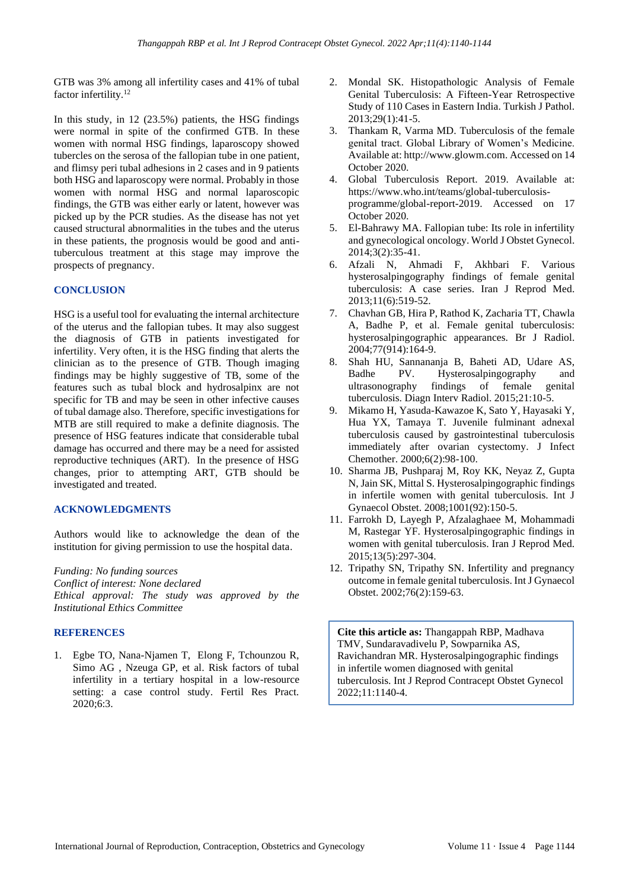GTB was 3% among all infertility cases and 41% of tubal factor infertility.[12]

In this study, in 12 (23.5%) patients, the HSG findings were normal in spite of the confirmed GTB. In these women with normal HSG findings, laparoscopy showed tubercles on the serosa of the fallopian tube in one patient, and flimsy peri tubal adhesions in 2 cases and in 9 patients both HSG and laparoscopy were normal. Probably in those women with normal HSG and normal laparoscopic findings, the GTB was either early or latent, however was picked up by the PCR studies. As the disease has not yet caused structural abnormalities in the tubes and the uterus in these patients, the prognosis would be good and anti-tuberculous treatment at this stage may improve the prospects of pregnancy.

## CONCLUSION

HSG is a useful tool for evaluating the internal architecture of the uterus and the fallopian tubes. It may also suggest the diagnosis of GTB in patients investigated for infertility. Very often, it is the HSG finding that alerts the clinician as to the presence of GTB. Though imaging findings may be highly suggestive of TB, some of the features such as tubal block and hydrosalpinx are not specific for TB and may be seen in other infective causes of tubal damage also. Therefore, specific investigations for MTB are still required to make a definite diagnosis. The presence of HSG features indicate that considerable tubal damage has occurred and there may be a need for assisted reproductive techniques (ART). In the presence of HSG changes, prior to attempting ART, GTB should be investigated and treated.

## ACKNOWLEDGMENTS

Authors would like to acknowledge the dean of the institution for giving permission to use the hospital data.

*Funding: No funding sources*
*Conflict of interest: None declared*
*Ethical approval: The study was approved by the Institutional Ethics Committee*

## REFERENCES

1. Egbe TO, Nana-Njamen T, Elong F, Tchounzou R, Simo AG , Nzeuga GP, et al. Risk factors of tubal infertility in a tertiary hospital in a low-resource setting: a case control study. Fertil Res Pract. 2020;6:3.
2. Mondal SK. Histopathologic Analysis of Female Genital Tuberculosis: A Fifteen-Year Retrospective Study of 110 Cases in Eastern India. Turkish J Pathol. 2013;29(1):41-5.
3. Thankam R, Varma MD. Tuberculosis of the female genital tract. Global Library of Women's Medicine. Available at: http://www.glowm.com. Accessed on 14 October 2020.
4. Global Tuberculosis Report. 2019. Available at: https://www.who.int/teams/global-tuberculosis-programme/global-report-2019. Accessed on 17 October 2020.
5. El-Bahrawy MA. Fallopian tube: Its role in infertility and gynecological oncology. World J Obstet Gynecol. 2014;3(2):35-41.
6. Afzali N, Ahmadi F, Akhbari F. Various hysterosalpingography findings of female genital tuberculosis: A case series. Iran J Reprod Med. 2013;11(6):519-52.
7. Chavhan GB, Hira P, Rathod K, Zacharia TT, Chawla A, Badhe P, et al. Female genital tuberculosis: hysterosalpingographic appearances. Br J Radiol. 2004;77(914):164-9.
8. Shah HU, Sannananja B, Baheti AD, Udare AS, Badhe PV. Hysterosalpingography and ultrasonography findings of female genital tuberculosis. Diagn Interv Radiol. 2015;21:10-5.
9. Mikamo H, Yasuda-Kawazoe K, Sato Y, Hayasaki Y, Hua YX, Tamaya T. Juvenile fulminant adnexal tuberculosis caused by gastrointestinal tuberculosis immediately after ovarian cystectomy. J Infect Chemother. 2000;6(2):98-100.
10. Sharma JB, Pushparaj M, Roy KK, Neyaz Z, Gupta N, Jain SK, Mittal S. Hysterosalpingographic findings in infertile women with genital tuberculosis. Int J Gynaecol Obstet. 2008;1001(92):150-5.
11. Farrokh D, Layegh P, Afzalaghaee M, Mohammadi M, Rastegar YF. Hysterosalpingographic findings in women with genital tuberculosis. Iran J Reprod Med. 2015;13(5):297-304.
12. Tripathy SN, Tripathy SN. Infertility and pregnancy outcome in female genital tuberculosis. Int J Gynaecol Obstet. 2002;76(2):159-63.

**Cite this article as:** Thangappah RBP, Madhava TMV, Sundaravadivelu P, Sowparnika AS, Ravichandran MR. Hysterosalpingographic findings in infertile women diagnosed with genital tuberculosis. Int J Reprod Contracept Obstet Gynecol 2022;11:1140-4.